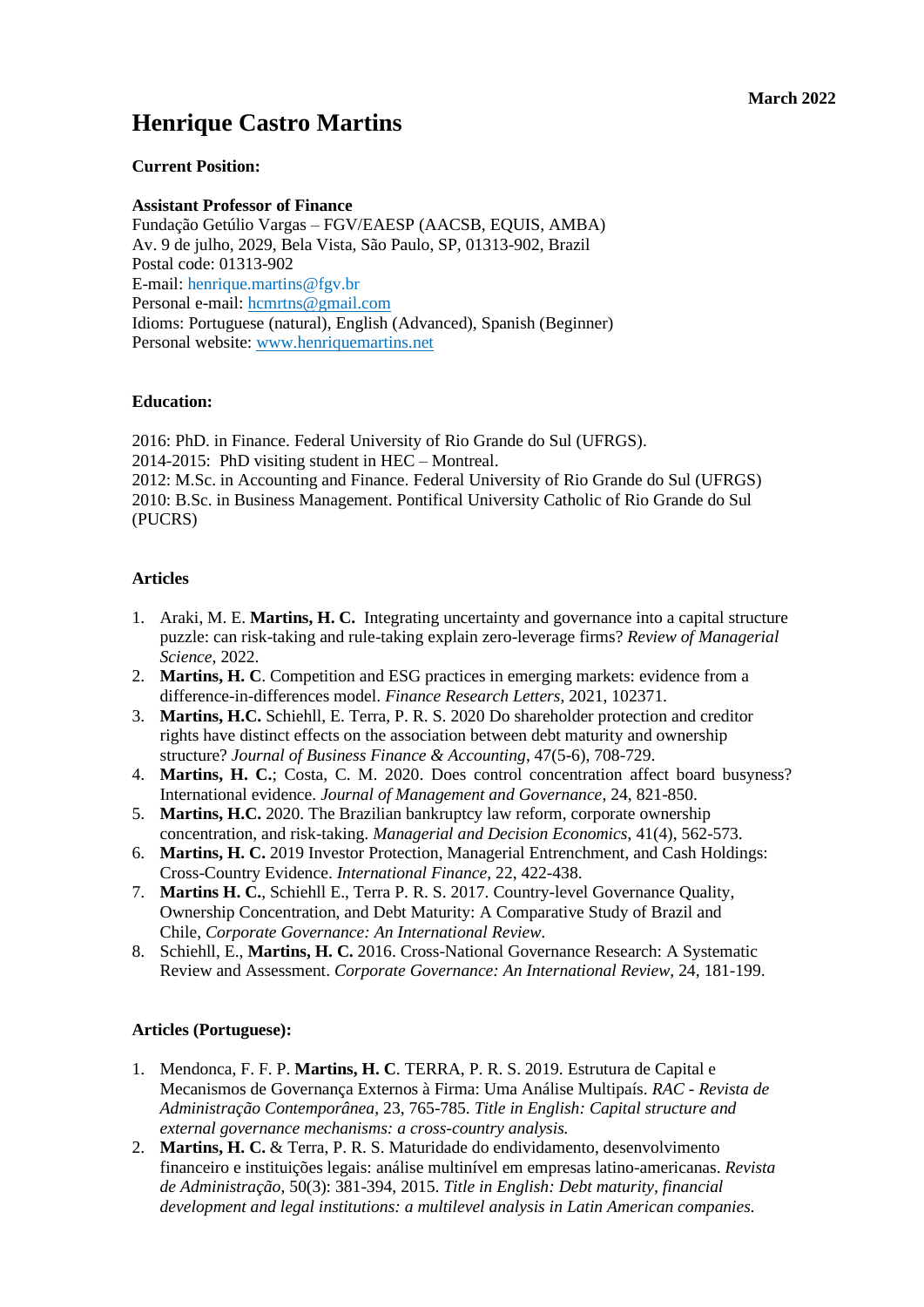March 2022

# Henrique Castro Martins

**Current Position:**

**Assistant Professor of Finance**
Fundação Getúlio Vargas – FGV/EAESP (AACSB, EQUIS, AMBA)
Av. 9 de julho, 2029, Bela Vista, São Paulo, SP, 01313-902, Brazil
Postal code: 01313-902
E-mail: henrique.martins@fgv.br
Personal e-mail: hcmrtns@gmail.com
Idioms: Portuguese (natural), English (Advanced), Spanish (Beginner)
Personal website: www.henriquemartins.net

**Education:**

2016: PhD. in Finance. Federal University of Rio Grande do Sul (UFRGS).
2014-2015: PhD visiting student in HEC – Montreal.
2012: M.Sc. in Accounting and Finance. Federal University of Rio Grande do Sul (UFRGS)
2010: B.Sc. in Business Management. Pontifical University Catholic of Rio Grande do Sul (PUCRS)

**Articles**

1. Araki, M. E. **Martins, H. C.** Integrating uncertainty and governance into a capital structure puzzle: can risk-taking and rule-taking explain zero-leverage firms? *Review of Managerial Science*, 2022.
2. **Martins, H. C**. Competition and ESG practices in emerging markets: evidence from a difference-in-differences model. *Finance Research Letters*, 2021, 102371.
3. **Martins, H.C.** Schiehll, E. Terra, P. R. S. 2020 Do shareholder protection and creditor rights have distinct effects on the association between debt maturity and ownership structure? *Journal of Business Finance & Accounting*, 47(5-6), 708-729.
4. **Martins, H. C.**; Costa, C. M. 2020. Does control concentration affect board busyness? International evidence. *Journal of Management and Governance*, 24, 821-850.
5. **Martins, H.C.** 2020. The Brazilian bankruptcy law reform, corporate ownership concentration, and risk-taking. *Managerial and Decision Economics*, 41(4), 562-573.
6. **Martins, H. C.** 2019 Investor Protection, Managerial Entrenchment, and Cash Holdings: Cross-Country Evidence. *International Finance*, 22, 422-438.
7. **Martins H. C.**, Schiehll E., Terra P. R. S. 2017. Country-level Governance Quality, Ownership Concentration, and Debt Maturity: A Comparative Study of Brazil and Chile, *Corporate Governance: An International Review*.
8. Schiehll, E., **Martins, H. C.** 2016. Cross-National Governance Research: A Systematic Review and Assessment. *Corporate Governance: An International Review*, 24, 181-199.

**Articles (Portuguese):**

1. Mendonca, F. F. P. **Martins, H. C**. TERRA, P. R. S. 2019. Estrutura de Capital e Mecanismos de Governança Externos à Firma: Uma Análise Multipaís. *RAC - Revista de Administração Contemporânea*, 23, 765-785. *Title in English: Capital structure and external governance mechanisms: a cross-country analysis.*
2. **Martins, H. C.** & Terra, P. R. S. Maturidade do endividamento, desenvolvimento financeiro e instituições legais: análise multinível em empresas latino-americanas. *Revista de Administração*, 50(3): 381-394, 2015. *Title in English: Debt maturity, financial development and legal institutions: a multilevel analysis in Latin American companies.*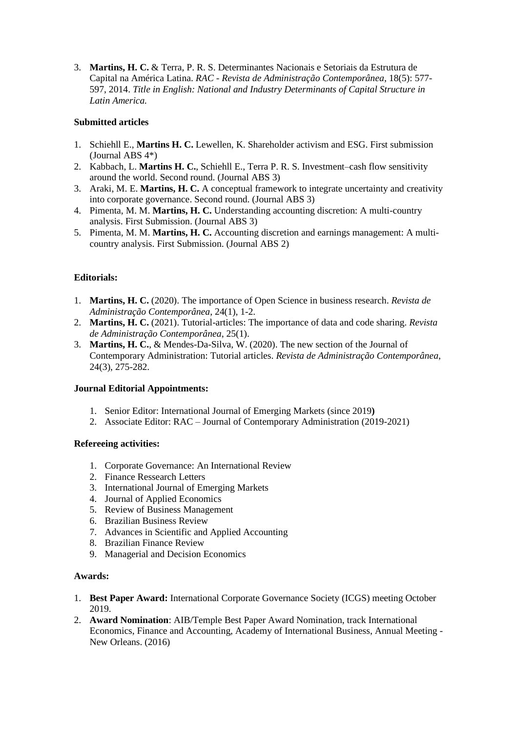3. **Martins, H. C.** & Terra, P. R. S. Determinantes Nacionais e Setoriais da Estrutura de Capital na América Latina. *RAC - Revista de Administração Contemporânea*, 18(5): 577-597, 2014. *Title in English: National and Industry Determinants of Capital Structure in Latin America.*

**Submitted articles**

1. Schiehll E., **Martins H. C.** Lewellen, K. Shareholder activism and ESG. First submission (Journal ABS 4*)
2. Kabbach, L. **Martins H. C.**, Schiehll E., Terra P. R. S. Investment–cash flow sensitivity around the world. Second round. (Journal ABS 3)
3. Araki, M. E. **Martins, H. C.** A conceptual framework to integrate uncertainty and creativity into corporate governance. Second round. (Journal ABS 3)
4. Pimenta, M. M. **Martins, H. C.** Understanding accounting discretion: A multi-country analysis. First Submission. (Journal ABS 3)
5. Pimenta, M. M. **Martins, H. C.** Accounting discretion and earnings management: A multi-country analysis. First Submission. (Journal ABS 2)

**Editorials:**

1. **Martins, H. C.** (2020). The importance of Open Science in business research. *Revista de Administração Contemporânea*, 24(1), 1-2.
2. **Martins, H. C.** (2021). Tutorial-articles: The importance of data and code sharing. *Revista de Administração Contemporânea*, 25(1).
3. **Martins, H. C.**, & Mendes-Da-Silva, W. (2020). The new section of the Journal of Contemporary Administration: Tutorial articles. *Revista de Administração Contemporânea*, 24(3), 275-282.

**Journal Editorial Appointments:**

1. Senior Editor: International Journal of Emerging Markets (since 2019**)**
2. Associate Editor: RAC – Journal of Contemporary Administration (2019-2021)

**Refereeing activities:**

1. Corporate Governance: An International Review
2. Finance Ressearch Letters
3. International Journal of Emerging Markets
4. Journal of Applied Economics
5. Review of Business Management
6. Brazilian Business Review
7. Advances in Scientific and Applied Accounting
8. Brazilian Finance Review
9. Managerial and Decision Economics

**Awards:**

1. **Best Paper Award:** International Corporate Governance Society (ICGS) meeting October 2019.
2. **Award Nomination**: AIB/Temple Best Paper Award Nomination, track International Economics, Finance and Accounting, Academy of International Business, Annual Meeting - New Orleans. (2016)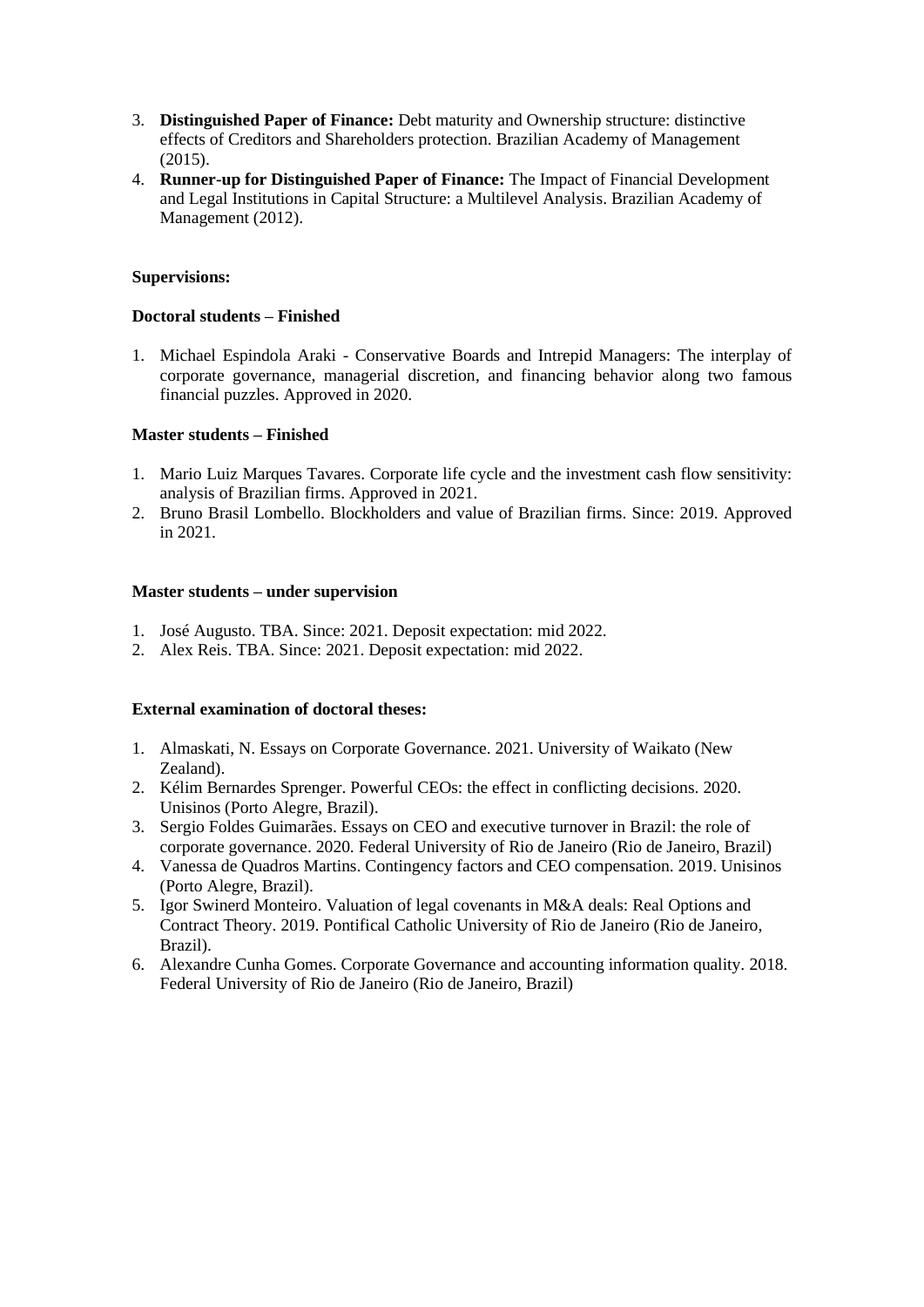3. **Distinguished Paper of Finance:** Debt maturity and Ownership structure: distinctive effects of Creditors and Shareholders protection. Brazilian Academy of Management (2015).
4. **Runner-up for Distinguished Paper of Finance:** The Impact of Financial Development and Legal Institutions in Capital Structure: a Multilevel Analysis. Brazilian Academy of Management (2012).

**Supervisions:**

**Doctoral students – Finished**

1. Michael Espindola Araki - Conservative Boards and Intrepid Managers: The interplay of corporate governance, managerial discretion, and financing behavior along two famous financial puzzles. Approved in 2020.

**Master students – Finished**

1. Mario Luiz Marques Tavares. Corporate life cycle and the investment cash flow sensitivity: analysis of Brazilian firms. Approved in 2021.
2. Bruno Brasil Lombello. Blockholders and value of Brazilian firms. Since: 2019. Approved in 2021.

**Master students – under supervision**

1. José Augusto. TBA. Since: 2021. Deposit expectation: mid 2022.
2. Alex Reis. TBA. Since: 2021. Deposit expectation: mid 2022.

**External examination of doctoral theses:**

1. Almaskati, N. Essays on Corporate Governance. 2021. University of Waikato (New Zealand).
2. Kélim Bernardes Sprenger. Powerful CEOs: the effect in conflicting decisions. 2020. Unisinos (Porto Alegre, Brazil).
3. Sergio Foldes Guimarães. Essays on CEO and executive turnover in Brazil: the role of corporate governance. 2020. Federal University of Rio de Janeiro (Rio de Janeiro, Brazil)
4. Vanessa de Quadros Martins. Contingency factors and CEO compensation. 2019. Unisinos (Porto Alegre, Brazil).
5. Igor Swinerd Monteiro. Valuation of legal covenants in M&A deals: Real Options and Contract Theory. 2019. Pontifical Catholic University of Rio de Janeiro (Rio de Janeiro, Brazil).
6. Alexandre Cunha Gomes. Corporate Governance and accounting information quality. 2018. Federal University of Rio de Janeiro (Rio de Janeiro, Brazil)